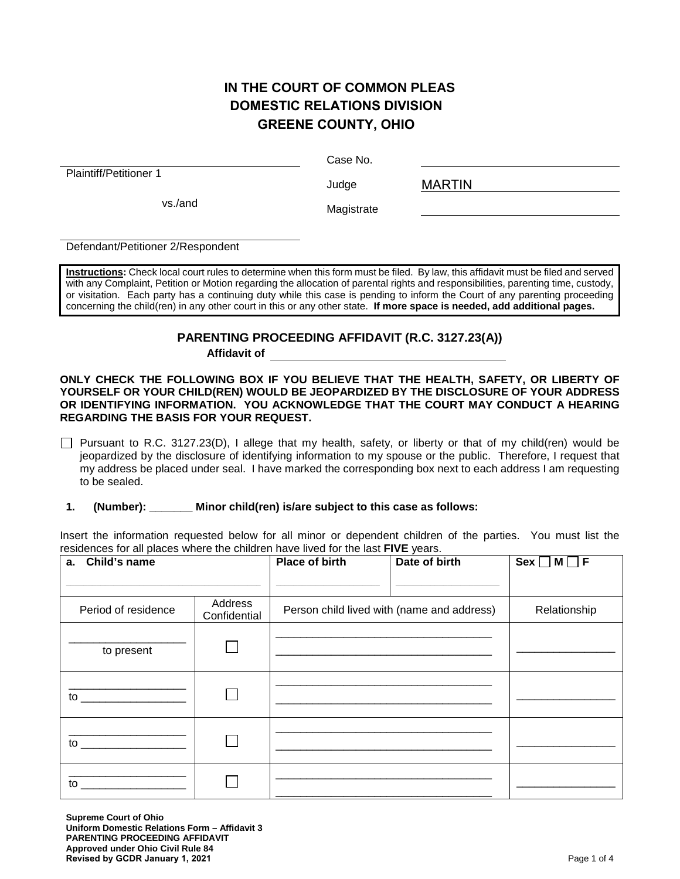# IN THE COURT OF COMMON PLEAS
# DOMESTIC RELATIONS DIVISION
# GREENE COUNTY, OHIO

______________________________
Plaintiff/Petitioner 1

vs./and

______________________________
Defendant/Petitioner 2/Respondent

Case No. ______________________

Judge MARTIN

Magistrate ______________________

**Instructions:** Check local court rules to determine when this form must be filed. By law, this affidavit must be filed and served with any Complaint, Petition or Motion regarding the allocation of parental rights and responsibilities, parenting time, custody, or visitation. Each party has a continuing duty while this case is pending to inform the Court of any parenting proceeding concerning the child(ren) in any other court in this or any other state. **If more space is needed, add additional pages.**

## PARENTING PROCEEDING AFFIDAVIT (R.C. 3127.23(A))

**Affidavit of** ______________________________

**ONLY CHECK THE FOLLOWING BOX IF YOU BELIEVE THAT THE HEALTH, SAFETY, OR LIBERTY OF YOURSELF OR YOUR CHILD(REN) WOULD BE JEOPARDIZED BY THE DISCLOSURE OF YOUR ADDRESS OR IDENTIFYING INFORMATION. YOU ACKNOWLEDGE THAT THE COURT MAY CONDUCT A HEARING REGARDING THE BASIS FOR YOUR REQUEST.**

☐ Pursuant to R.C. 3127.23(D), I allege that my health, safety, or liberty or that of my child(ren) would be jeopardized by the disclosure of identifying information to my spouse or the public. Therefore, I request that my address be placed under seal. I have marked the corresponding box next to each address I am requesting to be sealed.

**1. (Number): _______ Minor child(ren) is/are subject to this case as follows:**

Insert the information requested below for all minor or dependent children of the parties. You must list the residences for all places where the children have lived for the last **FIVE** years.

| **a. Child's name** | | **Place of birth** | **Date of birth** | **Sex** ☐ **M** ☐ **F** |
|---|---|---|---|---|
| ______________________________ | | ________________ | ________________ | |
| Period of residence | Address Confidential | Person child lived with (name and address) | | Relationship |
| ________________ to present | ☐ | ________________________________ ________________________________ | | ________________ |
| ________________ to ________________ | ☐ | ________________________________ ________________________________ | | ________________ |
| ________________ to ________________ | ☐ | ________________________________ ________________________________ | | ________________ |
| ________________ to ________________ | ☐ | ________________________________ ________________________________ | | ________________ |

**Supreme Court of Ohio**
**Uniform Domestic Relations Form – Affidavit 3**
**PARENTING PROCEEDING AFFIDAVIT**
**Approved under Ohio Civil Rule 84**
**Revised by GCDR January 1, 2021**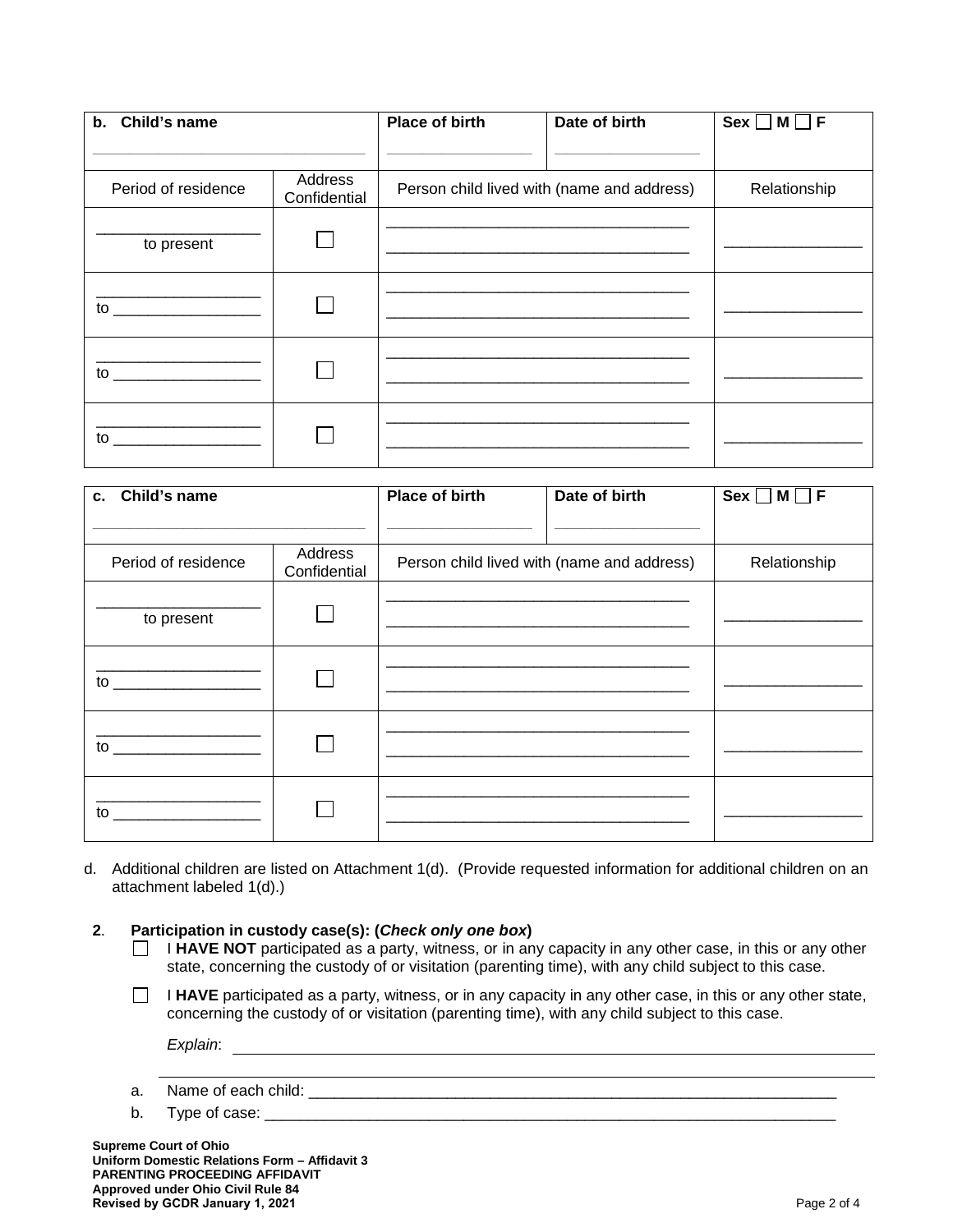| b. Child's name | | Place of birth | Date of birth | Sex ☐ M ☐ F |
|---|---|---|---|---|
| ______________ | | __________ | __________ | |
| Period of residence | Address Confidential | Person child lived with (name and address) | | Relationship |
| __________ to present | ☐ | __________ __________ | | __________ |
| __________ to __________ | ☐ | __________ __________ | | __________ |
| __________ to __________ | ☐ | __________ __________ | | __________ |
| __________ to __________ | ☐ | __________ __________ | | __________ |

| c. Child's name | | Place of birth | Date of birth | Sex ☐ M ☐ F |
|---|---|---|---|---|
| ______________ | | __________ | __________ | |
| Period of residence | Address Confidential | Person child lived with (name and address) | | Relationship |
| __________ to present | ☐ | __________ __________ | | __________ |
| __________ to __________ | ☐ | __________ __________ | | __________ |
| __________ to __________ | ☐ | __________ __________ | | __________ |
| __________ to __________ | ☐ | __________ __________ | | __________ |

d. Additional children are listed on Attachment 1(d). (Provide requested information for additional children on an attachment labeled 1(d).)

**2**. **Participation in custody case(s): (*Check only one box*)**

☐ I **HAVE NOT** participated as a party, witness, or in any capacity in any other case, in this or any other state, concerning the custody of or visitation (parenting time), with any child subject to this case.

☐ I **HAVE** participated as a party, witness, or in any capacity in any other case, in this or any other state, concerning the custody of or visitation (parenting time), with any child subject to this case.

*Explain*: ______________________________________________

______________________________________________

a. Name of each child: ______________________________________________

b. Type of case: ______________________________________________

**Supreme Court of Ohio**
**Uniform Domestic Relations Form – Affidavit 3**
**PARENTING PROCEEDING AFFIDAVIT**
**Approved under Ohio Civil Rule 84**
**Revised by GCDR January 1, 2021**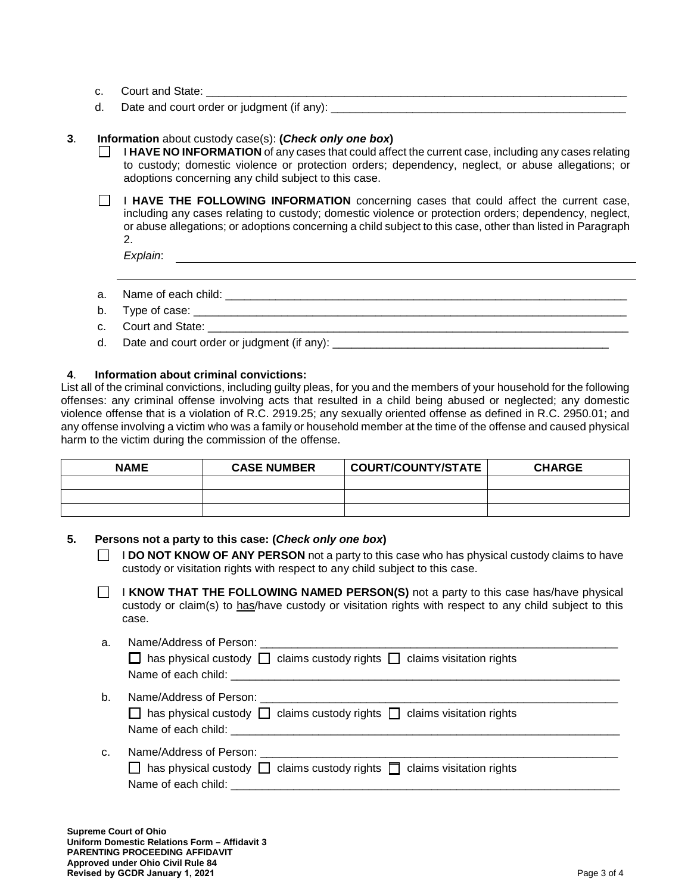c. Court and State: ______________________________________________________________________

d. Date and court order or judgment (if any): ______________________________________________

**3**. **Information** about custody case(s): **(*Check only one box*)**

☐ I **HAVE NO INFORMATION** of any cases that could affect the current case, including any cases relating to custody; domestic violence or protection orders; dependency, neglect, or abuse allegations; or adoptions concerning any child subject to this case.

☐ I **HAVE THE FOLLOWING INFORMATION** concerning cases that could affect the current case, including any cases relating to custody; domestic violence or protection orders; dependency, neglect, or abuse allegations; or adoptions concerning a child subject to this case, other than listed in Paragraph 2.

*Explain*: ______________________________________________________________________

______________________________________________________________________

a. Name of each child: ______________________________________________________________

b. Type of case: ___________________________________________________________________

c. Court and State: _________________________________________________________________

d. Date and court order or judgment (if any): ___________________________________________

**4**. **Information about criminal convictions:**

List all of the criminal convictions, including guilty pleas, for you and the members of your household for the following offenses: any criminal offense involving acts that resulted in a child being abused or neglected; any domestic violence offense that is a violation of R.C. 2919.25; any sexually oriented offense as defined in R.C. 2950.01; and any offense involving a victim who was a family or household member at the time of the offense and caused physical harm to the victim during the commission of the offense.

| NAME | CASE NUMBER | COURT/COUNTY/STATE | CHARGE |
|---|---|---|---|
| | | | |
| | | | |
| | | | |

**5. Persons not a party to this case: (*Check only one box*)**

☐ I **DO NOT KNOW OF ANY PERSON** not a party to this case who has physical custody claims to have custody or visitation rights with respect to any child subject to this case.

☐ I **KNOW THAT THE FOLLOWING NAMED PERSON(S)** not a party to this case has/have physical custody or claim(s) to has/have custody or visitation rights with respect to any child subject to this case.

a. Name/Address of Person: ___________________________________________________________

☐ has physical custody ☐ claims custody rights ☐ claims visitation rights

Name of each child: _______________________________________________________________

b. Name/Address of Person: ___________________________________________________________

☐ has physical custody ☐ claims custody rights ☐ claims visitation rights

Name of each child: _______________________________________________________________

c. Name/Address of Person: ___________________________________________________________

☐ has physical custody ☐ claims custody rights ☐ claims visitation rights

Name of each child: _______________________________________________________________

**Supreme Court of Ohio**
**Uniform Domestic Relations Form – Affidavit 3**
**PARENTING PROCEEDING AFFIDAVIT**
**Approved under Ohio Civil Rule 84**
**Revised by GCDR January 1, 2021**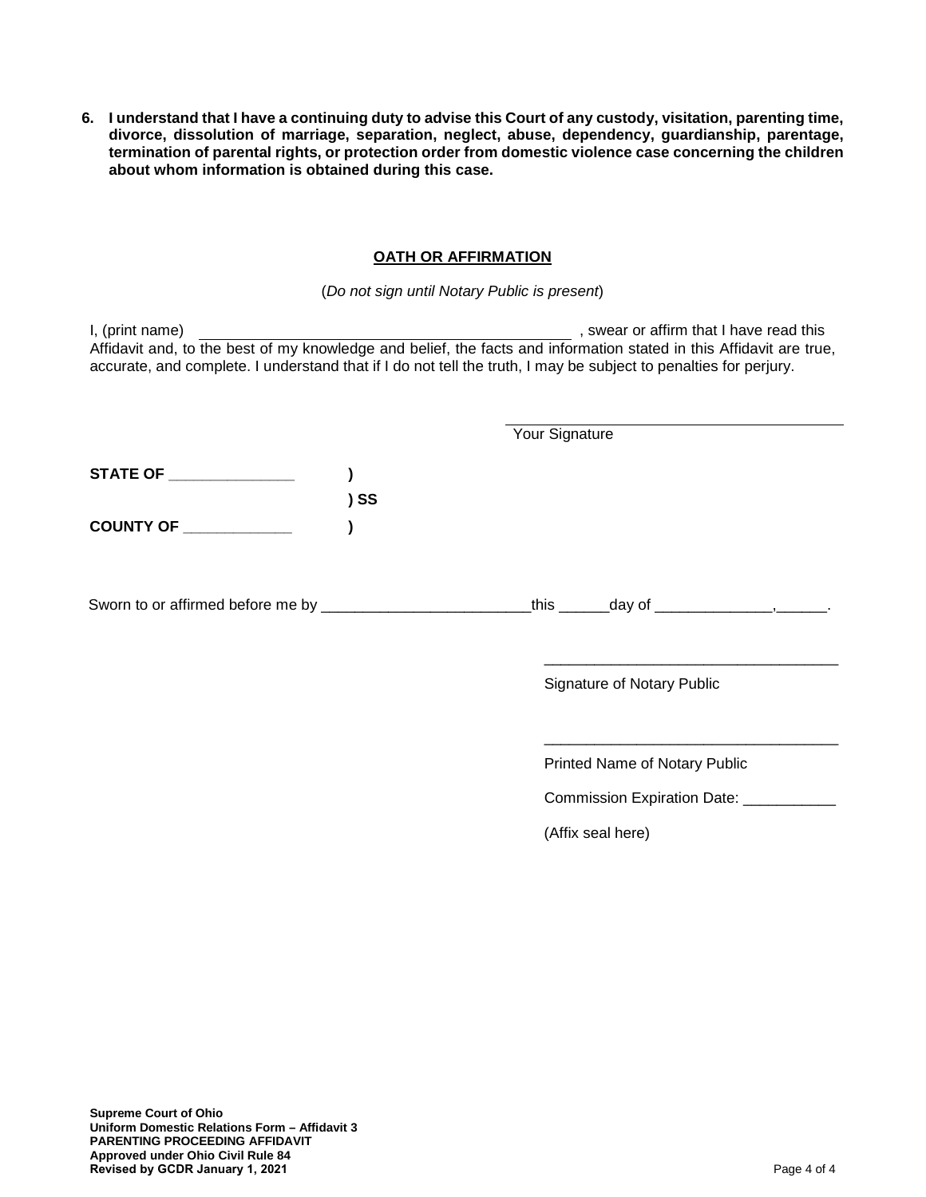**6. I understand that I have a continuing duty to advise this Court of any custody, visitation, parenting time, divorce, dissolution of marriage, separation, neglect, abuse, dependency, guardianship, parentage, termination of parental rights, or protection order from domestic violence case concerning the children about whom information is obtained during this case.**

## OATH OR AFFIRMATION

(*Do not sign until Notary Public is present*)

I, (print name) ____________________________________________ , swear or affirm that I have read this Affidavit and, to the best of my knowledge and belief, the facts and information stated in this Affidavit are true, accurate, and complete. I understand that if I do not tell the truth, I may be subject to penalties for perjury.

________________________________________
Your Signature

**STATE OF ______________ )**
**) SS**
**COUNTY OF ____________ )**

Sworn to or affirmed before me by ________________________this ______day of _____________,______.

__________________________________
Signature of Notary Public

__________________________________
Printed Name of Notary Public

Commission Expiration Date: ___________

(Affix seal here)

**Supreme Court of Ohio**
**Uniform Domestic Relations Form – Affidavit 3**
**PARENTING PROCEEDING AFFIDAVIT**
**Approved under Ohio Civil Rule 84**
**Revised by GCDR January 1, 2021**